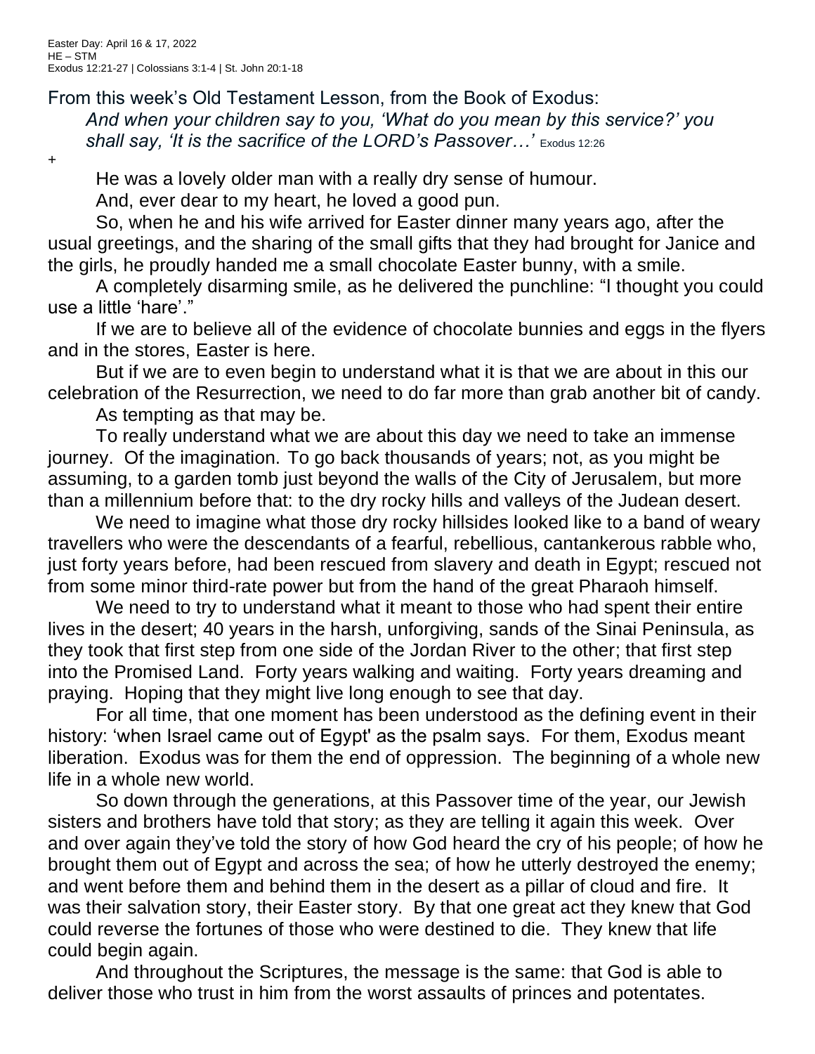Easter Day: April 16 & 17, 2022
HE – STM
Exodus 12:21-27 | Colossians 3:1-4 | St. John 20:1-18

From this week's Old Testament Lesson, from the Book of Exodus:

> *And when your children say to you, 'What do you mean by this service?' you shall say, 'It is the sacrifice of the LORD's Passover…'* Exodus 12:26

+

He was a lovely older man with a really dry sense of humour.

And, ever dear to my heart, he loved a good pun.

So, when he and his wife arrived for Easter dinner many years ago, after the usual greetings, and the sharing of the small gifts that they had brought for Janice and the girls, he proudly handed me a small chocolate Easter bunny, with a smile.

A completely disarming smile, as he delivered the punchline: "I thought you could use a little 'hare'."

If we are to believe all of the evidence of chocolate bunnies and eggs in the flyers and in the stores, Easter is here.

But if we are to even begin to understand what it is that we are about in this our celebration of the Resurrection, we need to do far more than grab another bit of candy.

As tempting as that may be.

To really understand what we are about this day we need to take an immense journey. Of the imagination. To go back thousands of years; not, as you might be assuming, to a garden tomb just beyond the walls of the City of Jerusalem, but more than a millennium before that: to the dry rocky hills and valleys of the Judean desert.

We need to imagine what those dry rocky hillsides looked like to a band of weary travellers who were the descendants of a fearful, rebellious, cantankerous rabble who, just forty years before, had been rescued from slavery and death in Egypt; rescued not from some minor third-rate power but from the hand of the great Pharaoh himself.

We need to try to understand what it meant to those who had spent their entire lives in the desert; 40 years in the harsh, unforgiving, sands of the Sinai Peninsula, as they took that first step from one side of the Jordan River to the other; that first step into the Promised Land. Forty years walking and waiting. Forty years dreaming and praying. Hoping that they might live long enough to see that day.

For all time, that one moment has been understood as the defining event in their history: 'when Israel came out of Egypt' as the psalm says. For them, Exodus meant liberation. Exodus was for them the end of oppression. The beginning of a whole new life in a whole new world.

So down through the generations, at this Passover time of the year, our Jewish sisters and brothers have told that story; as they are telling it again this week. Over and over again they've told the story of how God heard the cry of his people; of how he brought them out of Egypt and across the sea; of how he utterly destroyed the enemy; and went before them and behind them in the desert as a pillar of cloud and fire. It was their salvation story, their Easter story. By that one great act they knew that God could reverse the fortunes of those who were destined to die. They knew that life could begin again.

And throughout the Scriptures, the message is the same: that God is able to deliver those who trust in him from the worst assaults of princes and potentates.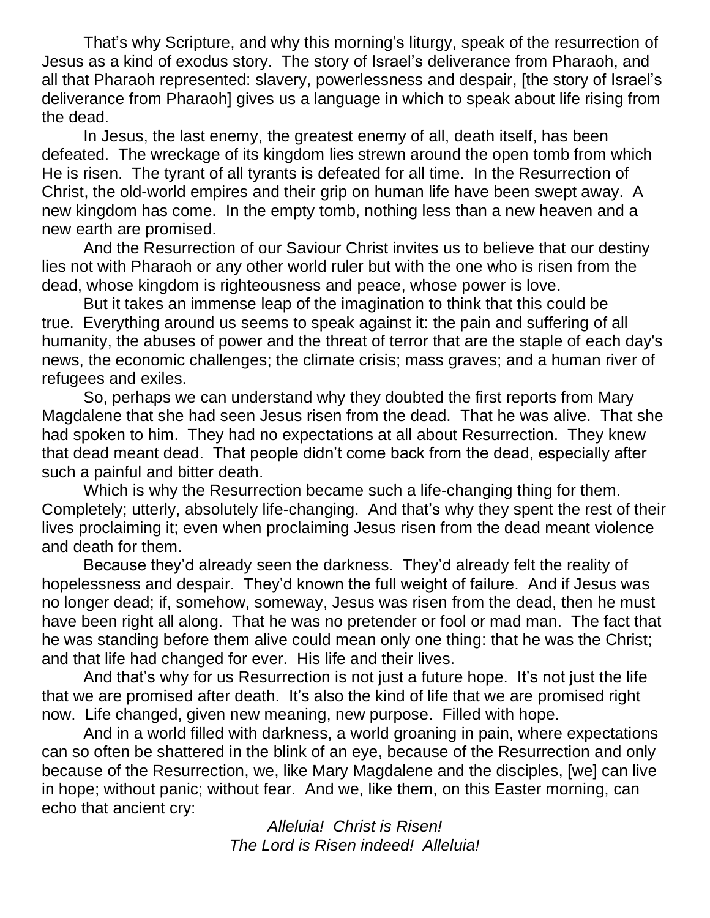That's why Scripture, and why this morning's liturgy, speak of the resurrection of Jesus as a kind of exodus story. The story of Israel's deliverance from Pharaoh, and all that Pharaoh represented: slavery, powerlessness and despair, [the story of Israel's deliverance from Pharaoh] gives us a language in which to speak about life rising from the dead.

In Jesus, the last enemy, the greatest enemy of all, death itself, has been defeated. The wreckage of its kingdom lies strewn around the open tomb from which He is risen. The tyrant of all tyrants is defeated for all time. In the Resurrection of Christ, the old-world empires and their grip on human life have been swept away. A new kingdom has come. In the empty tomb, nothing less than a new heaven and a new earth are promised.

And the Resurrection of our Saviour Christ invites us to believe that our destiny lies not with Pharaoh or any other world ruler but with the one who is risen from the dead, whose kingdom is righteousness and peace, whose power is love.

But it takes an immense leap of the imagination to think that this could be true. Everything around us seems to speak against it: the pain and suffering of all humanity, the abuses of power and the threat of terror that are the staple of each day's news, the economic challenges; the climate crisis; mass graves; and a human river of refugees and exiles.

So, perhaps we can understand why they doubted the first reports from Mary Magdalene that she had seen Jesus risen from the dead. That he was alive. That she had spoken to him. They had no expectations at all about Resurrection. They knew that dead meant dead. That people didn't come back from the dead, especially after such a painful and bitter death.

Which is why the Resurrection became such a life-changing thing for them. Completely; utterly, absolutely life-changing. And that's why they spent the rest of their lives proclaiming it; even when proclaiming Jesus risen from the dead meant violence and death for them.

Because they'd already seen the darkness. They'd already felt the reality of hopelessness and despair. They'd known the full weight of failure. And if Jesus was no longer dead; if, somehow, someway, Jesus was risen from the dead, then he must have been right all along. That he was no pretender or fool or mad man. The fact that he was standing before them alive could mean only one thing: that he was the Christ; and that life had changed for ever. His life and their lives.

And that's why for us Resurrection is not just a future hope. It's not just the life that we are promised after death. It's also the kind of life that we are promised right now. Life changed, given new meaning, new purpose. Filled with hope.

And in a world filled with darkness, a world groaning in pain, where expectations can so often be shattered in the blink of an eye, because of the Resurrection and only because of the Resurrection, we, like Mary Magdalene and the disciples, [we] can live in hope; without panic; without fear. And we, like them, on this Easter morning, can echo that ancient cry:

*Alleluia! Christ is Risen!*
*The Lord is Risen indeed! Alleluia!*